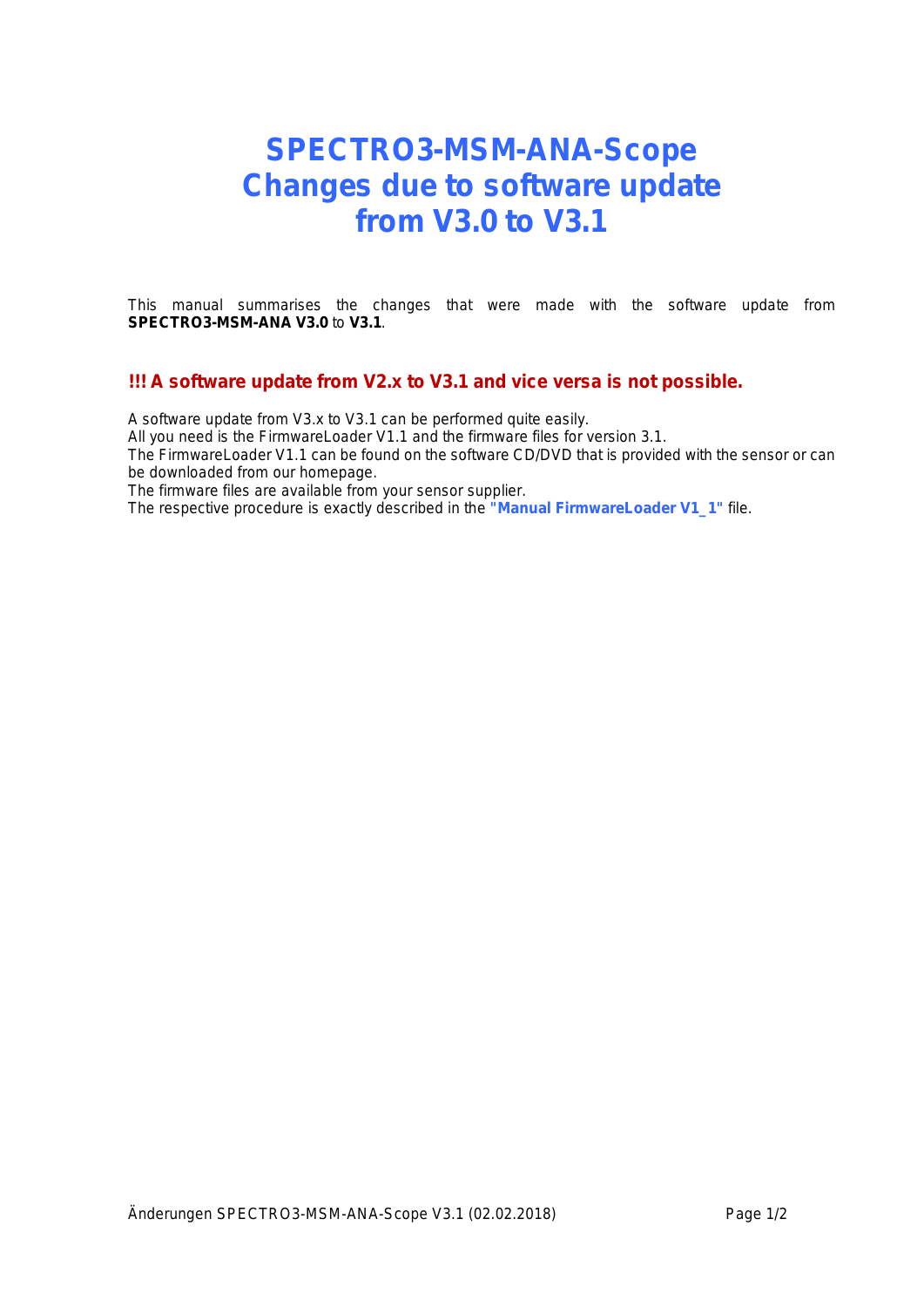# SPECTRO3-MSM-ANA-Scope
# Changes due to software update from V3.0 to V3.1

This manual summarises the changes that were made with the software update from **SPECTRO3-MSM-ANA V3.0** to **V3.1**.

**!!! A software update from V2.x to V3.1 and vice versa is not possible.**

A software update from V3.x to V3.1 can be performed quite easily.
All you need is the FirmwareLoader V1.1 and the firmware files for version 3.1.
The FirmwareLoader V1.1 can be found on the software CD/DVD that is provided with the sensor or can be downloaded from our homepage.
The firmware files are available from your sensor supplier.
The respective procedure is exactly described in the **"Manual FirmwareLoader V1_1"** file.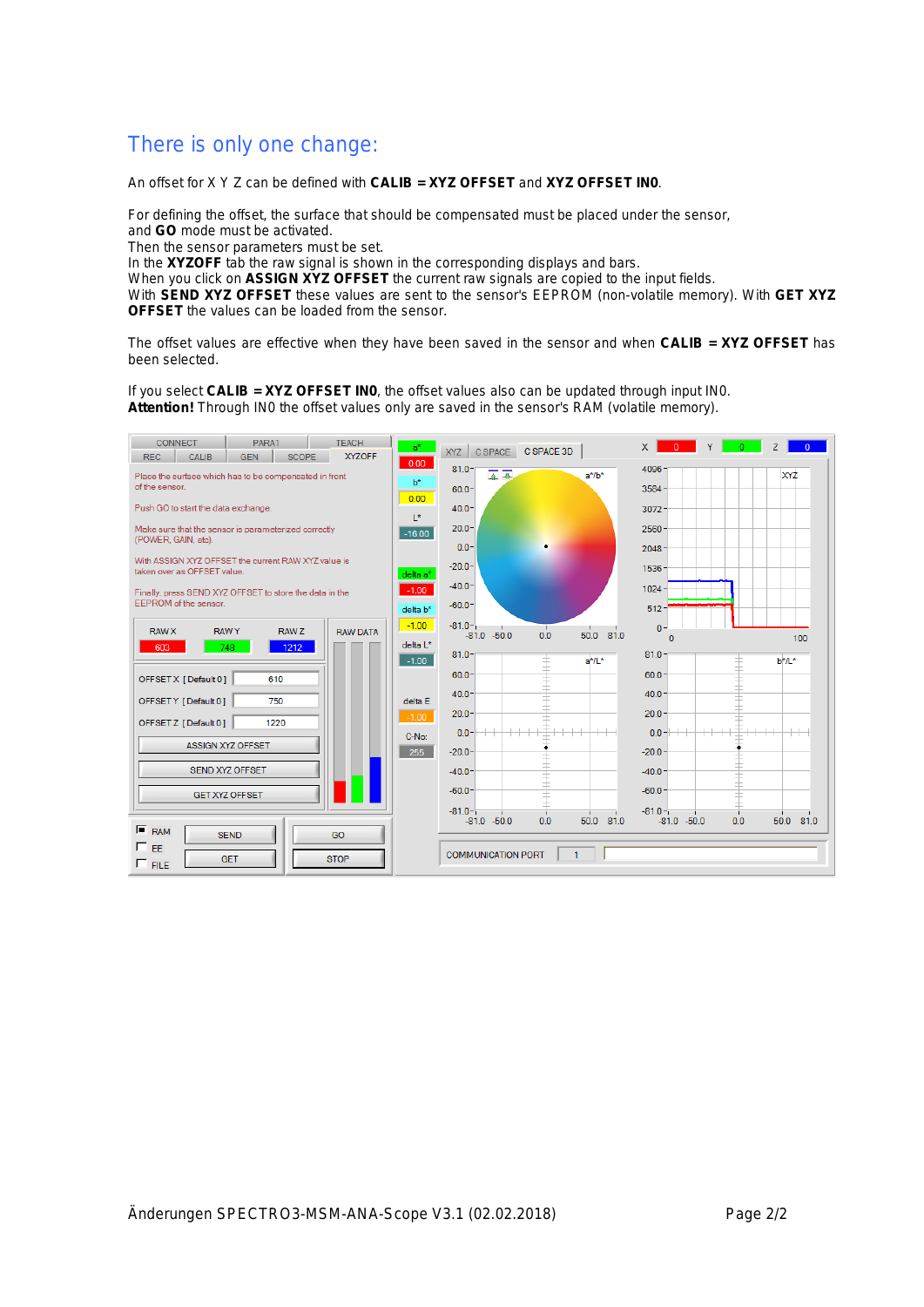## There is only one change:

An offset for X Y Z can be defined with **CALIB = XYZ OFFSET** and **XYZ OFFSET IN0**.

For defining the offset, the surface that should be compensated must be placed under the sensor, and **GO** mode must be activated.
Then the sensor parameters must be set.
In the **XYZOFF** tab the raw signal is shown in the corresponding displays and bars.
When you click on **ASSIGN XYZ OFFSET** the current raw signals are copied to the input fields.
With **SEND XYZ OFFSET** these values are sent to the sensor's EEPROM (non-volatile memory). With **GET XYZ OFFSET** the values can be loaded from the sensor.

The offset values are effective when they have been saved in the sensor and when **CALIB = XYZ OFFSET** has been selected.

If you select **CALIB = XYZ OFFSET IN0**, the offset values also can be updated through input IN0.
**Attention!** Through IN0 the offset values only are saved in the sensor's RAM (volatile memory).